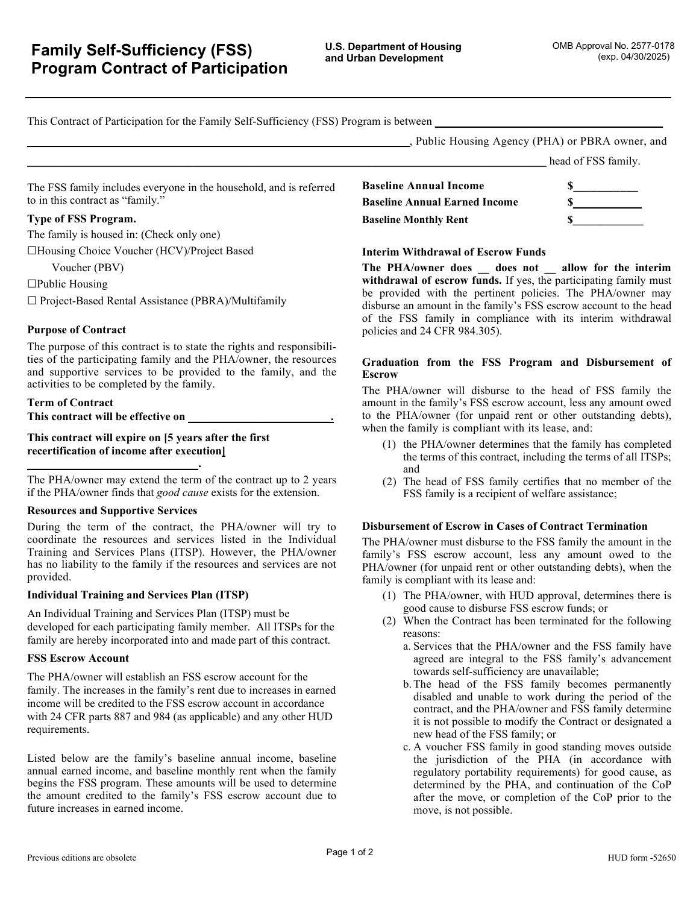# Family Self-Sufficiency (FSS) Program Contract of Participation

**U.S. Department of Housing and Urban Development**

OMB Approval No. 2577-0178 (exp. 04/30/2025)

This Contract of Participation for the Family Self-Sufficiency (FSS) Program is between ______________________________

______________________________________________, Public Housing Agency (PHA) or PBRA owner, and

______________________________________________ head of FSS family.

The FSS family includes everyone in the household, and is referred to in this contract as "family."

**Type of FSS Program.**

The family is housed in: (Check only one)

☐Housing Choice Voucher (HCV)/Project Based Voucher (PBV)

☐Public Housing

☐ Project-Based Rental Assistance (PBRA)/Multifamily

**Purpose of Contract**

The purpose of this contract is to state the rights and responsibilities of the participating family and the PHA/owner, the resources and supportive services to be provided to the family, and the activities to be completed by the family.

**Term of Contract**

**This contract will be effective on ___________________________.**

**This contract will expire on [5 years after the first recertification of income after execution]**

**______________________________.**

The PHA/owner may extend the term of the contract up to 2 years if the PHA/owner finds that *good cause* exists for the extension.

**Resources and Supportive Services**

During the term of the contract, the PHA/owner will try to coordinate the resources and services listed in the Individual Training and Services Plans (ITSP). However, the PHA/owner has no liability to the family if the resources and services are not provided.

**Individual Training and Services Plan (ITSP)**

An Individual Training and Services Plan (ITSP) must be developed for each participating family member. All ITSPs for the family are hereby incorporated into and made part of this contract.

**FSS Escrow Account**

The PHA/owner will establish an FSS escrow account for the family. The increases in the family's rent due to increases in earned income will be credited to the FSS escrow account in accordance with 24 CFR parts 887 and 984 (as applicable) and any other HUD requirements.

Listed below are the family's baseline annual income, baseline annual earned income, and baseline monthly rent when the family begins the FSS program. These amounts will be used to determine the amount credited to the family's FSS escrow account due to future increases in earned income.

| | |
|---|---|
| **Baseline Annual Income** | $___________ |
| **Baseline Annual Earned Income** | $___________ |
| **Baseline Monthly Rent** | $___________ |

**Interim Withdrawal of Escrow Funds**

**The PHA/owner does __ does not __ allow for the interim withdrawal of escrow funds.** If yes, the participating family must be provided with the pertinent policies. The PHA/owner may disburse an amount in the family's FSS escrow account to the head of the FSS family in compliance with its interim withdrawal policies and 24 CFR 984.305).

**Graduation from the FSS Program and Disbursement of Escrow**

The PHA/owner will disburse to the head of FSS family the amount in the family's FSS escrow account, less any amount owed to the PHA/owner (for unpaid rent or other outstanding debts), when the family is compliant with its lease, and:

(1) the PHA/owner determines that the family has completed the terms of this contract, including the terms of all ITSPs; and

(2) The head of FSS family certifies that no member of the FSS family is a recipient of welfare assistance;

**Disbursement of Escrow in Cases of Contract Termination**

The PHA/owner must disburse to the FSS family the amount in the family's FSS escrow account, less any amount owed to the PHA/owner (for unpaid rent or other outstanding debts), when the family is compliant with its lease and:

(1) The PHA/owner, with HUD approval, determines there is good cause to disburse FSS escrow funds; or

(2) When the Contract has been terminated for the following reasons:

a. Services that the PHA/owner and the FSS family have agreed are integral to the FSS family's advancement towards self-sufficiency are unavailable;

b. The head of the FSS family becomes permanently disabled and unable to work during the period of the contract, and the PHA/owner and FSS family determine it is not possible to modify the Contract or designated a new head of the FSS family; or

c. A voucher FSS family in good standing moves outside the jurisdiction of the PHA (in accordance with regulatory portability requirements) for good cause, as determined by the PHA, and continuation of the CoP after the move, or completion of the CoP prior to the move, is not possible.

Previous editions are obsolete

HUD form -52650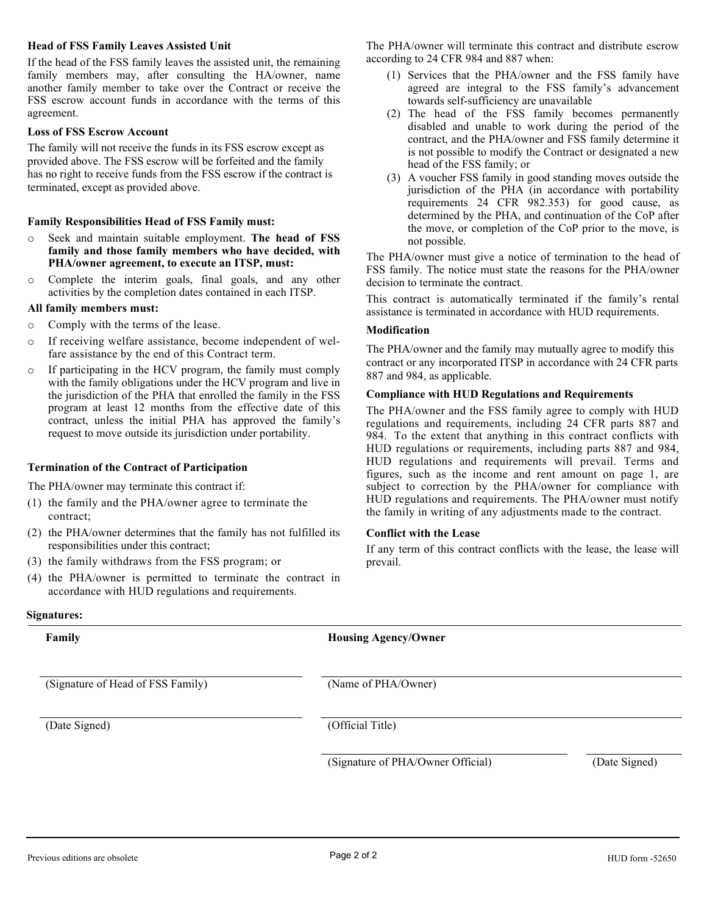### Head of FSS Family Leaves Assisted Unit

If the head of the FSS family leaves the assisted unit, the remaining family members may, after consulting the HA/owner, name another family member to take over the Contract or receive the FSS escrow account funds in accordance with the terms of this agreement.

### Loss of FSS Escrow Account

The family will not receive the funds in its FSS escrow except as provided above. The FSS escrow will be forfeited and the family has no right to receive funds from the FSS escrow if the contract is terminated, except as provided above.

### Family Responsibilities Head of FSS Family must:

- Seek and maintain suitable employment. **The head of FSS family and those family members who have decided, with PHA/owner agreement, to execute an ITSP, must:**
- Complete the interim goals, final goals, and any other activities by the completion dates contained in each ITSP.

**All family members must:**

- Comply with the terms of the lease.
- If receiving welfare assistance, become independent of welfare assistance by the end of this Contract term.
- If participating in the HCV program, the family must comply with the family obligations under the HCV program and live in the jurisdiction of the PHA that enrolled the family in the FSS program at least 12 months from the effective date of this contract, unless the initial PHA has approved the family's request to move outside its jurisdiction under portability.

### Termination of the Contract of Participation

The PHA/owner may terminate this contract if:

(1) the family and the PHA/owner agree to terminate the contract;
(2) the PHA/owner determines that the family has not fulfilled its responsibilities under this contract;
(3) the family withdraws from the FSS program; or
(4) the PHA/owner is permitted to terminate the contract in accordance with HUD regulations and requirements.

The PHA/owner will terminate this contract and distribute escrow according to 24 CFR 984 and 887 when:

(1) Services that the PHA/owner and the FSS family have agreed are integral to the FSS family's advancement towards self-sufficiency are unavailable
(2) The head of the FSS family becomes permanently disabled and unable to work during the period of the contract, and the PHA/owner and FSS family determine it is not possible to modify the Contract or designated a new head of the FSS family; or
(3) A voucher FSS family in good standing moves outside the jurisdiction of the PHA (in accordance with portability requirements 24 CFR 982.353) for good cause, as determined by the PHA, and continuation of the CoP after the move, or completion of the CoP prior to the move, is not possible.

The PHA/owner must give a notice of termination to the head of FSS family. The notice must state the reasons for the PHA/owner decision to terminate the contract.

This contract is automatically terminated if the family's rental assistance is terminated in accordance with HUD requirements.

### Modification

The PHA/owner and the family may mutually agree to modify this contract or any incorporated ITSP in accordance with 24 CFR parts 887 and 984, as applicable.

### Compliance with HUD Regulations and Requirements

The PHA/owner and the FSS family agree to comply with HUD regulations and requirements, including 24 CFR parts 887 and 984. To the extent that anything in this contract conflicts with HUD regulations or requirements, including parts 887 and 984, HUD regulations and requirements will prevail. Terms and figures, such as the income and rent amount on page 1, are subject to correction by the PHA/owner for compliance with HUD regulations and requirements. The PHA/owner must notify the family in writing of any adjustments made to the contract.

### Conflict with the Lease

If any term of this contract conflicts with the lease, the lease will prevail.

**Signatures:**

| Family | Housing Agency/Owner | |
|---|---|---|
| (Signature of Head of FSS Family) | (Name of PHA/Owner) | |
| (Date Signed) | (Official Title) | |
| | (Signature of PHA/Owner Official) | (Date Signed) |

Previous editions are obsolete — HUD form -52650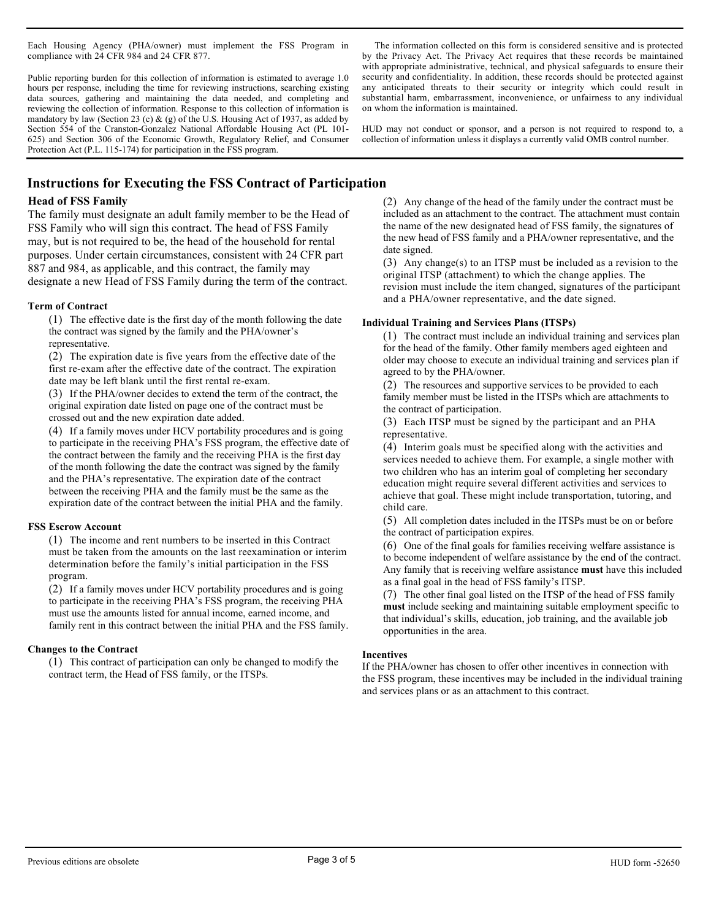Each Housing Agency (PHA/owner) must implement the FSS Program in compliance with 24 CFR 984 and 24 CFR 877.

Public reporting burden for this collection of information is estimated to average 1.0 hours per response, including the time for reviewing instructions, searching existing data sources, gathering and maintaining the data needed, and completing and reviewing the collection of information. Response to this collection of information is mandatory by law (Section 23 (c) & (g) of the U.S. Housing Act of 1937, as added by Section 554 of the Cranston-Gonzalez National Affordable Housing Act (PL 101-625) and Section 306 of the Economic Growth, Regulatory Relief, and Consumer Protection Act (P.L. 115-174) for participation in the FSS program.

The information collected on this form is considered sensitive and is protected by the Privacy Act. The Privacy Act requires that these records be maintained with appropriate administrative, technical, and physical safeguards to ensure their security and confidentiality. In addition, these records should be protected against any anticipated threats to their security or integrity which could result in substantial harm, embarrassment, inconvenience, or unfairness to any individual on whom the information is maintained.

HUD may not conduct or sponsor, and a person is not required to respond to, a collection of information unless it displays a currently valid OMB control number.

# Instructions for Executing the FSS Contract of Participation

## Head of FSS Family

The family must designate an adult family member to be the Head of FSS Family who will sign this contract. The head of FSS Family may, but is not required to be, the head of the household for rental purposes. Under certain circumstances, consistent with 24 CFR part 887 and 984, as applicable, and this contract, the family may designate a new Head of FSS Family during the term of the contract.

### Term of Contract

(1) The effective date is the first day of the month following the date the contract was signed by the family and the PHA/owner's representative.

(2) The expiration date is five years from the effective date of the first re-exam after the effective date of the contract. The expiration date may be left blank until the first rental re-exam.

(3) If the PHA/owner decides to extend the term of the contract, the original expiration date listed on page one of the contract must be crossed out and the new expiration date added.

(4) If a family moves under HCV portability procedures and is going to participate in the receiving PHA's FSS program, the effective date of the contract between the family and the receiving PHA is the first day of the month following the date the contract was signed by the family and the PHA's representative. The expiration date of the contract between the receiving PHA and the family must be the same as the expiration date of the contract between the initial PHA and the family.

### FSS Escrow Account

(1) The income and rent numbers to be inserted in this Contract must be taken from the amounts on the last reexamination or interim determination before the family's initial participation in the FSS program.

(2) If a family moves under HCV portability procedures and is going to participate in the receiving PHA's FSS program, the receiving PHA must use the amounts listed for annual income, earned income, and family rent in this contract between the initial PHA and the FSS family.

### Changes to the Contract

(1) This contract of participation can only be changed to modify the contract term, the Head of FSS family, or the ITSPs.

(2) Any change of the head of the family under the contract must be included as an attachment to the contract. The attachment must contain the name of the new designated head of FSS family, the signatures of the new head of FSS family and a PHA/owner representative, and the date signed.

(3) Any change(s) to an ITSP must be included as a revision to the original ITSP (attachment) to which the change applies. The revision must include the item changed, signatures of the participant and a PHA/owner representative, and the date signed.

### Individual Training and Services Plans (ITSPs)

(1) The contract must include an individual training and services plan for the head of the family. Other family members aged eighteen and older may choose to execute an individual training and services plan if agreed to by the PHA/owner.

(2) The resources and supportive services to be provided to each family member must be listed in the ITSPs which are attachments to the contract of participation.

(3) Each ITSP must be signed by the participant and an PHA representative.

(4) Interim goals must be specified along with the activities and services needed to achieve them. For example, a single mother with two children who has an interim goal of completing her secondary education might require several different activities and services to achieve that goal. These might include transportation, tutoring, and child care.

(5) All completion dates included in the ITSPs must be on or before the contract of participation expires.

(6) One of the final goals for families receiving welfare assistance is to become independent of welfare assistance by the end of the contract. Any family that is receiving welfare assistance **must** have this included as a final goal in the head of FSS family's ITSP.

(7) The other final goal listed on the ITSP of the head of FSS family **must** include seeking and maintaining suitable employment specific to that individual's skills, education, job training, and the available job opportunities in the area.

### Incentives

If the PHA/owner has chosen to offer other incentives in connection with the FSS program, these incentives may be included in the individual training and services plans or as an attachment to this contract.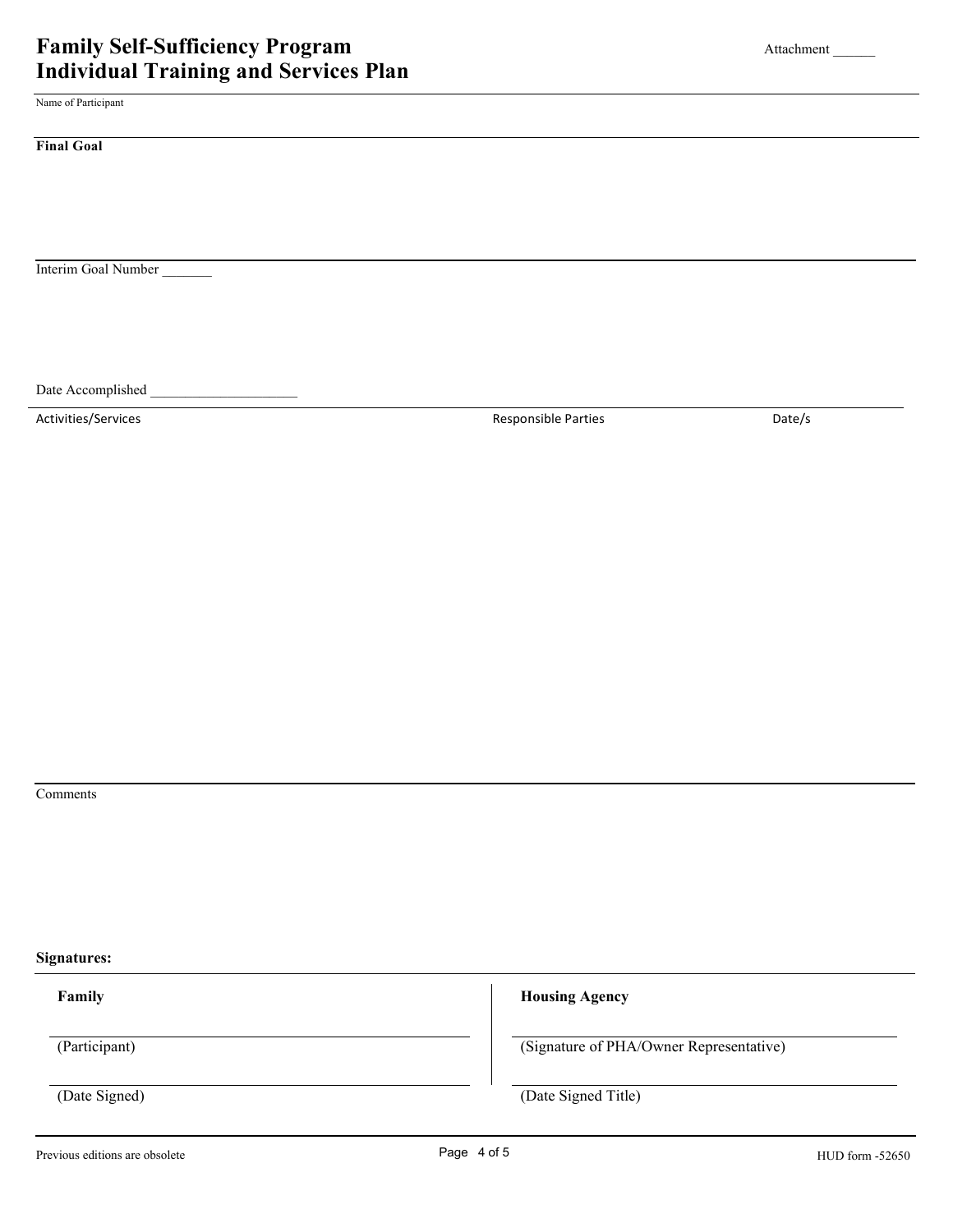# Family Self-Sufficiency Program
# Individual Training and Services Plan

Attachment ______

Name of Participant

**Final Goal**

Interim Goal Number _______

Date Accomplished ____________________

| Activities/Services | Responsible Parties | Date/s |
|---|---|---|
| | | |

Comments

**Signatures:**

| **Family** | **Housing Agency** |
|---|---|
| (Participant) | (Signature of PHA/Owner Representative) |
| (Date Signed) | (Date Signed Title) |

Previous editions are obsolete

HUD form -52650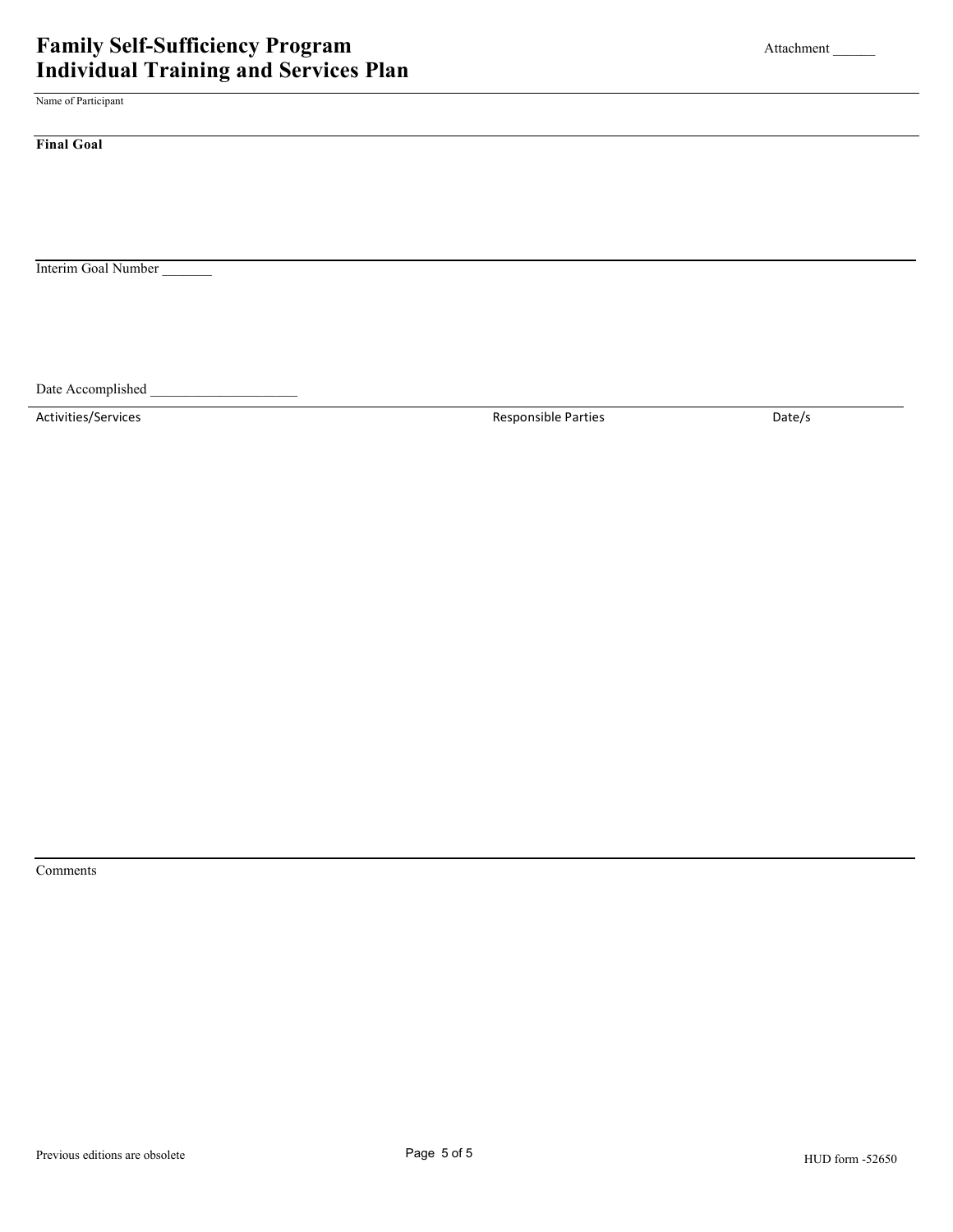# Family Self-Sufficiency Program
# Individual Training and Services Plan

Attachment ______

Name of Participant

**Final Goal**

Interim Goal Number _______

Date Accomplished ____________________

| Activities/Services | Responsible Parties | Date/s |
| --- | --- | --- |
| | | |

Comments

Previous editions are obsolete

HUD form -52650